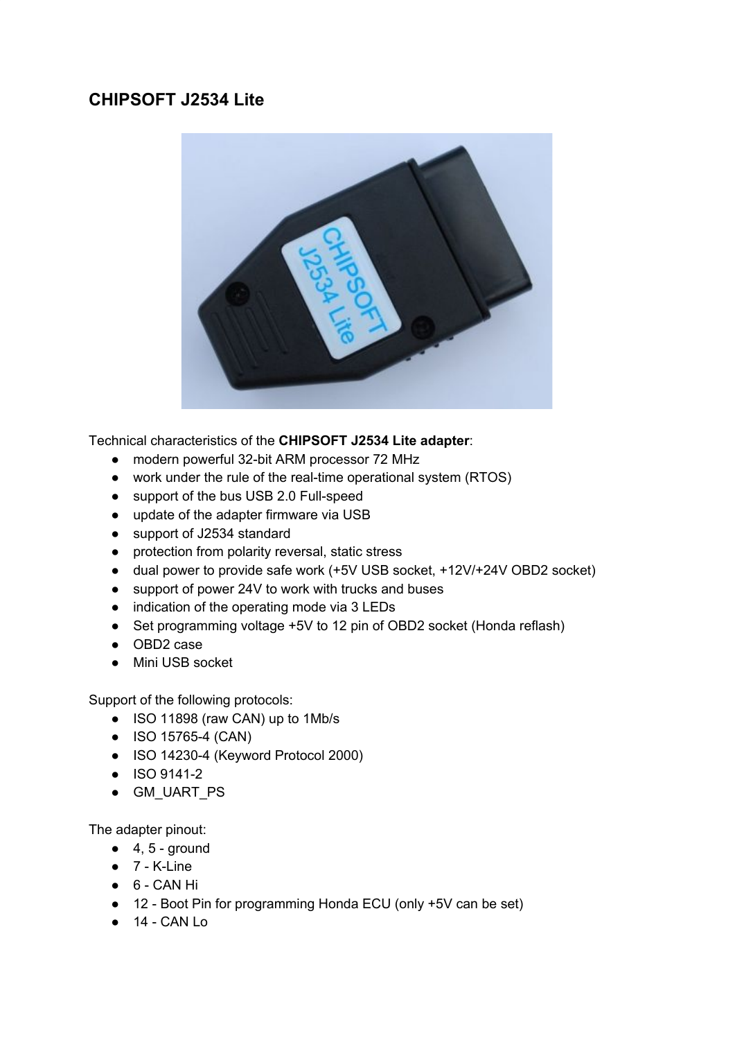# CHIPSOFT J2534 Lite

Technical characteristics of the **CHIPSOFT J2534 Lite adapter**:

- modern powerful 32-bit ARM processor 72 MHz
- work under the rule of the real-time operational system (RTOS)
- support of the bus USB 2.0 Full-speed
- update of the adapter firmware via USB
- support of J2534 standard
- protection from polarity reversal, static stress
- dual power to provide safe work (+5V USB socket, +12V/+24V OBD2 socket)
- support of power 24V to work with trucks and buses
- indication of the operating mode via 3 LEDs
- Set programming voltage +5V to 12 pin of OBD2 socket (Honda reflash)
- OBD2 case
- Mini USB socket

Support of the following protocols:

- ISO 11898 (raw CAN) up to 1Mb/s
- ISO 15765-4 (CAN)
- ISO 14230-4 (Keyword Protocol 2000)
- ISO 9141-2
- GM_UART_PS

The adapter pinout:

- 4, 5 - ground
- 7 - K-Line
- 6 - CAN Hi
- 12 - Boot Pin for programming Honda ECU (only +5V can be set)
- 14 - CAN Lo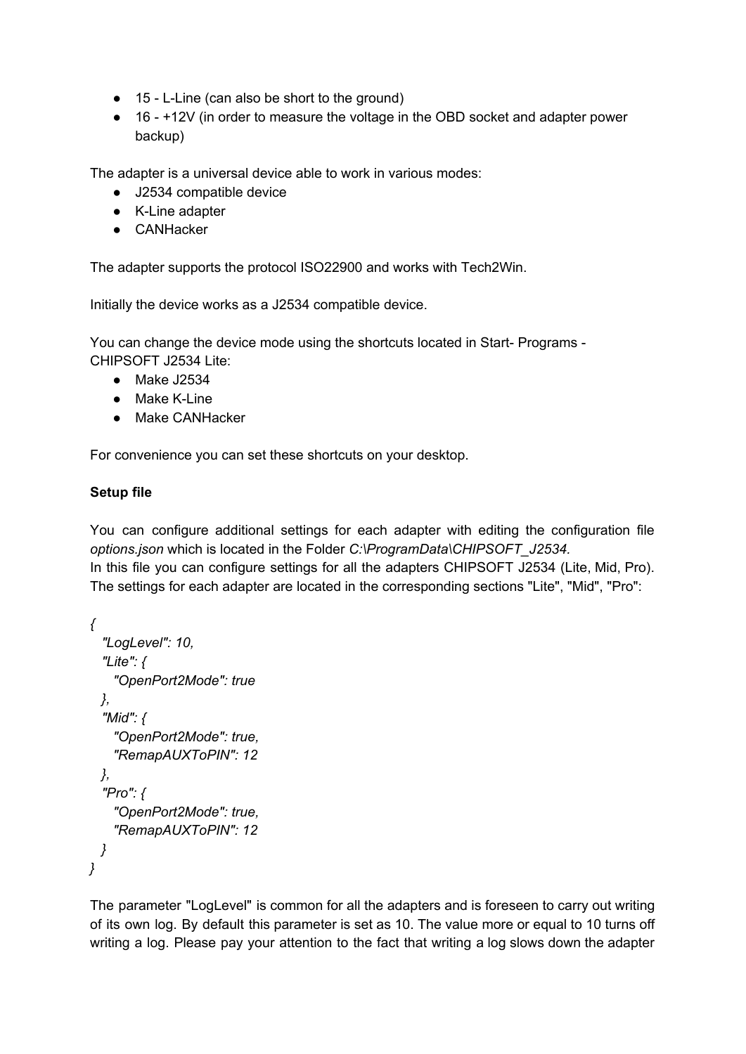- 15 - L-Line (can also be short to the ground)
- 16 - +12V (in order to measure the voltage in the OBD socket and adapter power backup)

The adapter is a universal device able to work in various modes:

- J2534 compatible device
- K-Line adapter
- CANHacker

The adapter supports the protocol ISO22900 and works with Tech2Win.

Initially the device works as a J2534 compatible device.

You can change the device mode using the shortcuts located in Start- Programs - CHIPSOFT J2534 Lite:

- Make J2534
- Make K-Line
- Make CANHacker

For convenience you can set these shortcuts on your desktop.

**Setup file**

You can configure additional settings for each adapter with editing the configuration file *options.json* which is located in the Folder *C:\ProgramData\CHIPSOFT_J2534.*
In this file you can configure settings for all the adapters CHIPSOFT J2534 (Lite, Mid, Pro). The settings for each adapter are located in the corresponding sections "Lite", "Mid", "Pro":

```
{
  "LogLevel": 10,
  "Lite": {
    "OpenPort2Mode": true
  },
  "Mid": {
    "OpenPort2Mode": true,
    "RemapAUXToPIN": 12
  },
  "Pro": {
    "OpenPort2Mode": true,
    "RemapAUXToPIN": 12
  }
}
```

The parameter "LogLevel" is common for all the adapters and is foreseen to carry out writing of its own log. By default this parameter is set as 10. The value more or equal to 10 turns off writing a log. Please pay your attention to the fact that writing a log slows down the adapter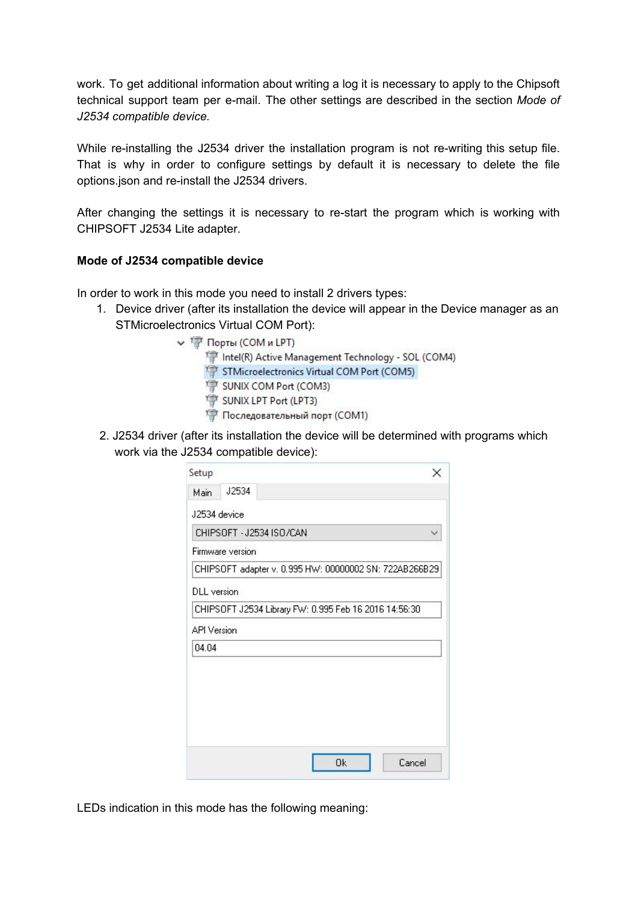work. To get additional information about writing a log it is necessary to apply to the Chipsoft technical support team per e-mail. The other settings are described in the section *Mode of J2534 compatible device.*

While re-installing the J2534 driver the installation program is not re-writing this setup file. That is why in order to configure settings by default it is necessary to delete the file options.json and re-install the J2534 drivers.

After changing the settings it is necessary to re-start the program which is working with CHIPSOFT J2534 Lite adapter.

**Mode of J2534 compatible device**

In order to work in this mode you need to install 2 drivers types:

1. Device driver (after its installation the device will appear in the Device manager as an STMicroelectronics Virtual COM Port):

   Порты (COM и LPT)
   - Intel(R) Active Management Technology - SOL (COM4)
   - STMicroelectronics Virtual COM Port (COM5)
   - SUNIX COM Port (COM3)
   - SUNIX LPT Port (LPT3)
   - Последовательный порт (COM1)

2. J2534 driver (after its installation the device will be determined with programs which work via the J2534 compatible device):

   Setup

   Main | J2534

   J2534 device: CHIPSOFT - J2534 ISO/CAN

   Firmware version: CHIPSOFT adapter v. 0.995 HW: 00000002 SN: 722AB266B29

   DLL version: CHIPSOFT J2534 Library FW: 0.995 Feb 16 2016 14:56:30

   API Version: 04.04

   Ok | Cancel

LEDs indication in this mode has the following meaning: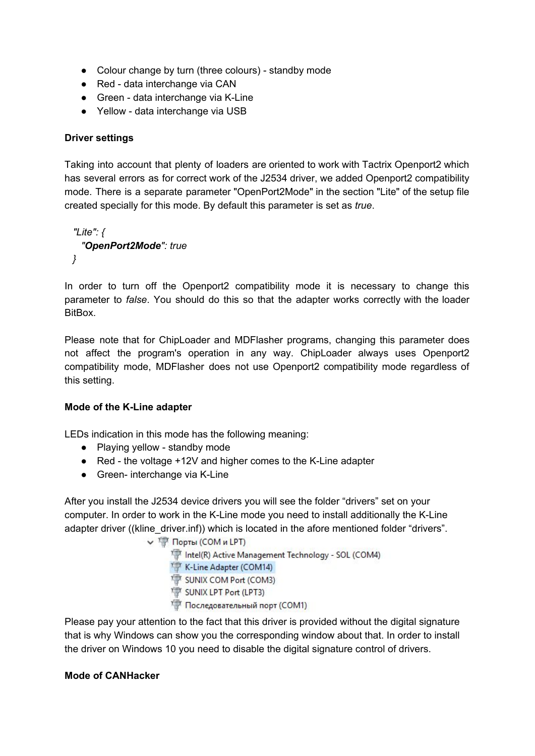- Colour change by turn (three colours) - standby mode
- Red - data interchange via CAN
- Green - data interchange via K-Line
- Yellow - data interchange via USB

**Driver settings**

Taking into account that plenty of loaders are oriented to work with Tactrix Openport2 which has several errors as for correct work of the J2534 driver, we added Openport2 compatibility mode. There is a separate parameter "OpenPort2Mode" in the section "Lite" of the setup file created specially for this mode. By default this parameter is set as *true*.

```
"Lite": {
  "OpenPort2Mode": true
}
```

In order to turn off the Openport2 compatibility mode it is necessary to change this parameter to *false*. You should do this so that the adapter works correctly with the loader BitBox.

Please note that for ChipLoader and MDFlasher programs, changing this parameter does not affect the program's operation in any way. ChipLoader always uses Openport2 compatibility mode, MDFlasher does not use Openport2 compatibility mode regardless of this setting.

**Mode of the K-Line adapter**

LEDs indication in this mode has the following meaning:

- Playing yellow - standby mode
- Red - the voltage +12V and higher comes to the K-Line adapter
- Green- interchange via K-Line

After you install the J2534 device drivers you will see the folder “drivers” set on your computer. In order to work in the K-Line mode you need to install additionally the K-Line adapter driver ((kline_driver.inf)) which is located in the afore mentioned folder “drivers”.

- Порты (COM и LPT)
  - Intel(R) Active Management Technology - SOL (COM4)
  - K-Line Adapter (COM14)
  - SUNIX COM Port (COM3)
  - SUNIX LPT Port (LPT3)
  - Последовательный порт (COM1)

Please pay your attention to the fact that this driver is provided without the digital signature that is why Windows can show you the corresponding window about that. In order to install the driver on Windows 10 you need to disable the digital signature control of drivers.

**Mode of CANHacker**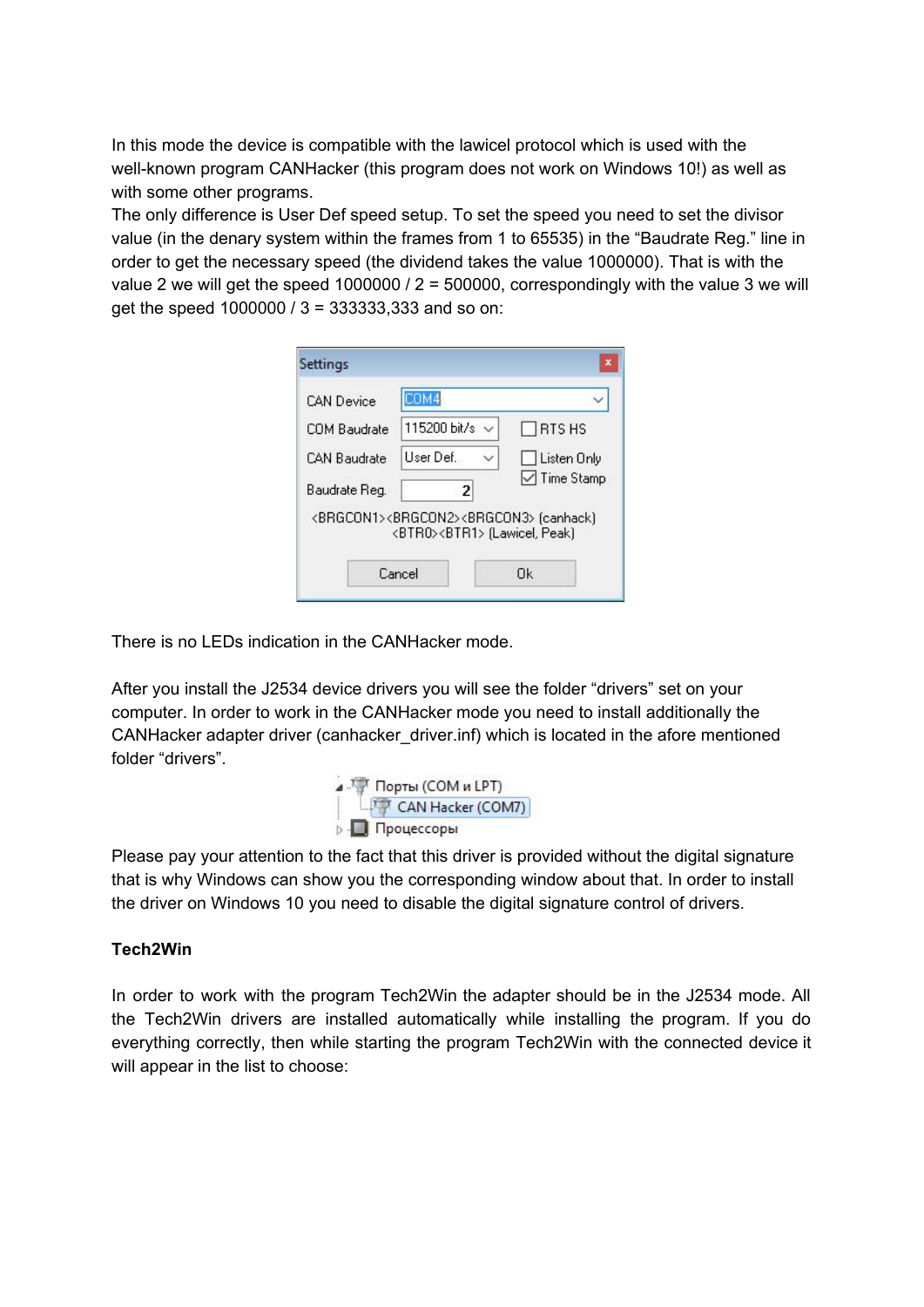In this mode the device is compatible with the lawicel protocol which is used with the well-known program CANHacker (this program does not work on Windows 10!) as well as with some other programs.

The only difference is User Def speed setup. To set the speed you need to set the divisor value (in the denary system within the frames from 1 to 65535) in the “Baudrate Reg.” line in order to get the necessary speed (the dividend takes the value 1000000). That is with the value 2 we will get the speed 1000000 / 2 = 500000, correspondingly with the value 3 we will get the speed 1000000 / 3 = 333333,333 and so on:

There is no LEDs indication in the CANHacker mode.

After you install the J2534 device drivers you will see the folder “drivers” set on your computer. In order to work in the CANHacker mode you need to install additionally the CANHacker adapter driver (canhacker_driver.inf) which is located in the afore mentioned folder “drivers”.

Please pay your attention to the fact that this driver is provided without the digital signature that is why Windows can show you the corresponding window about that. In order to install the driver on Windows 10 you need to disable the digital signature control of drivers.

**Tech2Win**

In order to work with the program Tech2Win the adapter should be in the J2534 mode. All the Tech2Win drivers are installed automatically while installing the program. If you do everything correctly, then while starting the program Tech2Win with the connected device it will appear in the list to choose: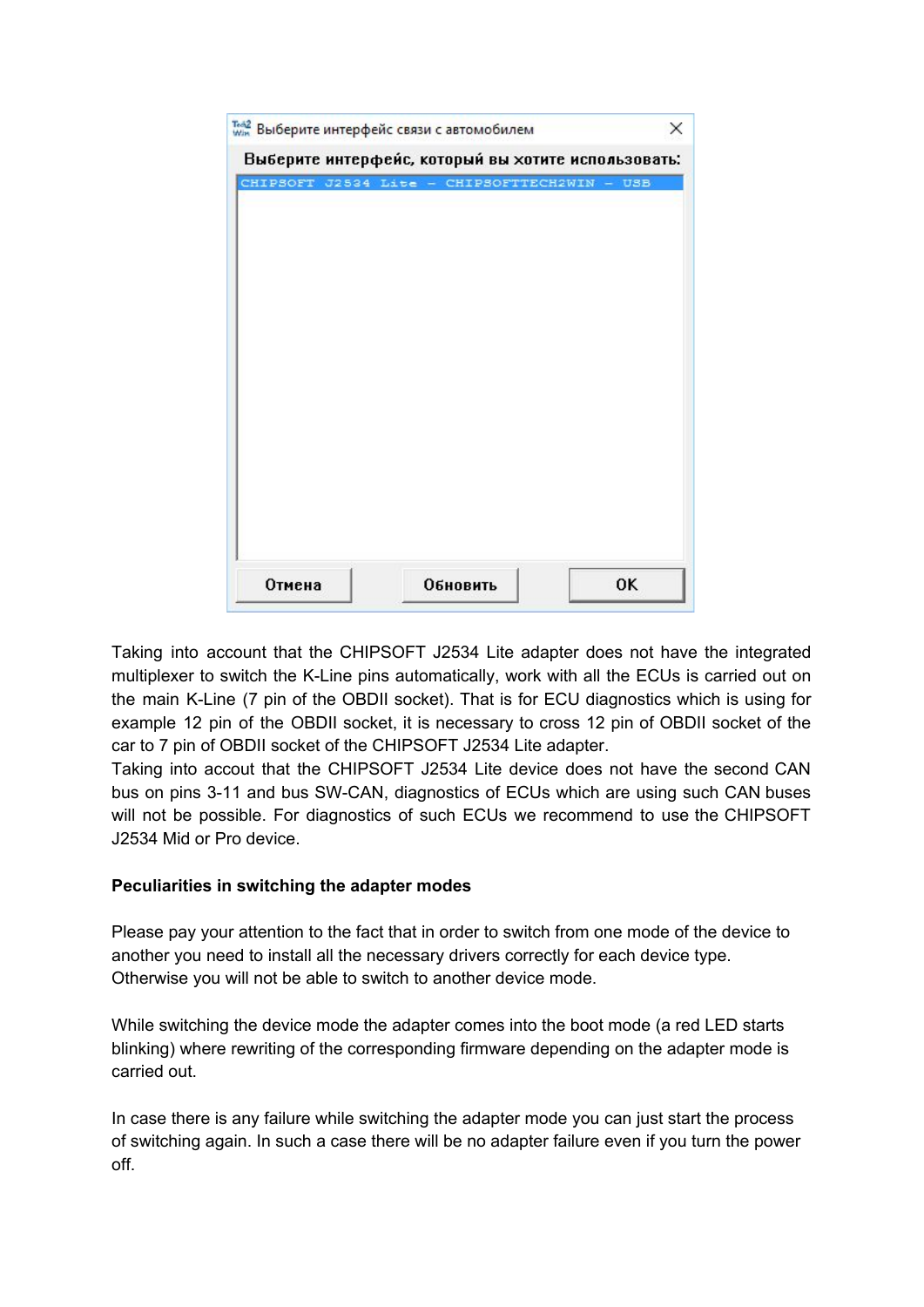Taking into account that the CHIPSOFT J2534 Lite adapter does not have the integrated multiplexer to switch the K-Line pins automatically, work with all the ECUs is carried out on the main K-Line (7 pin of the OBDII socket). That is for ECU diagnostics which is using for example 12 pin of the OBDII socket, it is necessary to cross 12 pin of OBDII socket of the car to 7 pin of OBDII socket of the CHIPSOFT J2534 Lite adapter.
Taking into accout that the CHIPSOFT J2534 Lite device does not have the second CAN bus on pins 3-11 and bus SW-CAN, diagnostics of ECUs which are using such CAN buses will not be possible. For diagnostics of such ECUs we recommend to use the CHIPSOFT J2534 Mid or Pro device.

**Peculiarities in switching the adapter modes**

Please pay your attention to the fact that in order to switch from one mode of the device to another you need to install all the necessary drivers correctly for each device type. Otherwise you will not be able to switch to another device mode.

While switching the device mode the adapter comes into the boot mode (a red LED starts blinking) where rewriting of the corresponding firmware depending on the adapter mode is carried out.

In case there is any failure while switching the adapter mode you can just start the process of switching again. In such a case there will be no adapter failure even if you turn the power off.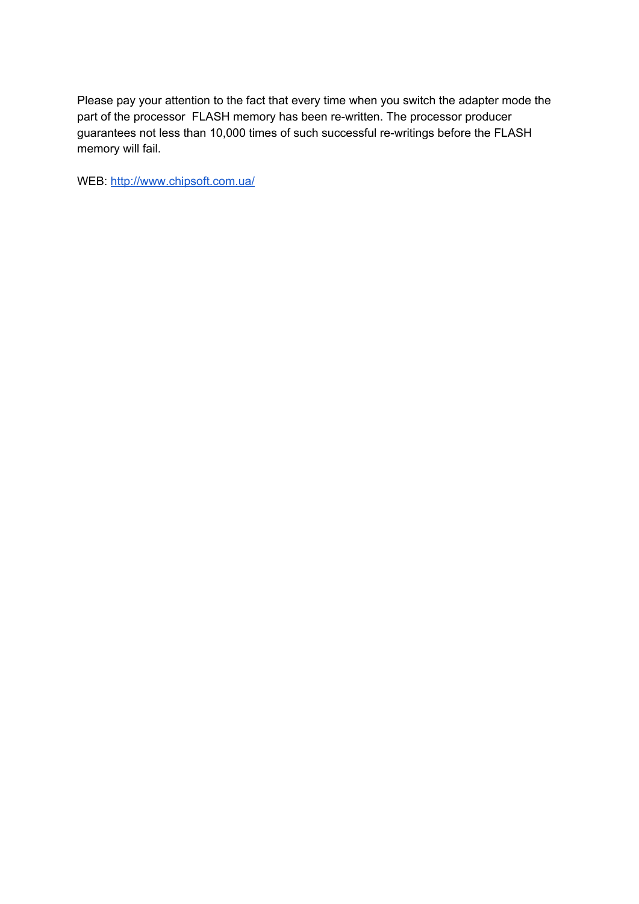Please pay your attention to the fact that every time when you switch the adapter mode the part of the processor  FLASH memory has been re-written. The processor producer guarantees not less than 10,000 times of such successful re-writings before the FLASH memory will fail.

WEB: [http://www.chipsoft.com.ua/](http://www.chipsoft.com.ua/)